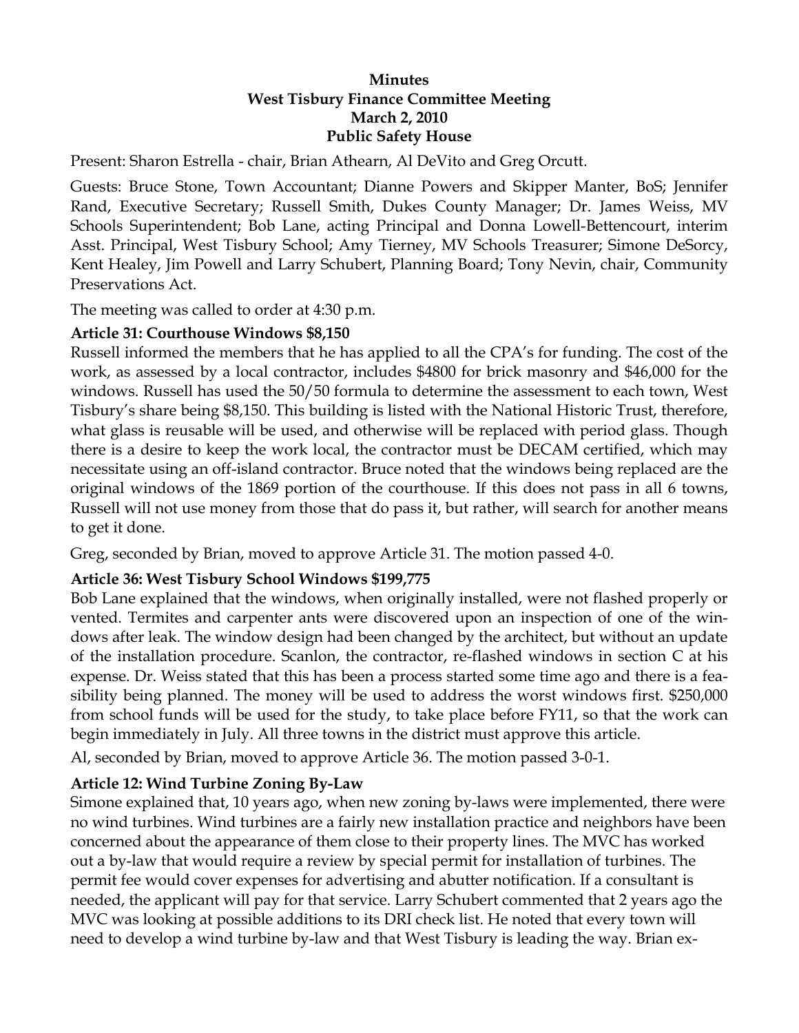**Minutes**
**West Tisbury Finance Committee Meeting**
**March 2, 2010**
**Public Safety House**

Present: Sharon Estrella - chair, Brian Athearn, Al DeVito and Greg Orcutt.

Guests: Bruce Stone, Town Accountant; Dianne Powers and Skipper Manter, BoS; Jennifer Rand, Executive Secretary; Russell Smith, Dukes County Manager; Dr. James Weiss, MV Schools Superintendent; Bob Lane, acting Principal and Donna Lowell-Bettencourt, interim Asst. Principal, West Tisbury School; Amy Tierney, MV Schools Treasurer; Simone DeSorcy, Kent Healey, Jim Powell and Larry Schubert, Planning Board; Tony Nevin, chair, Community Preservations Act.

The meeting was called to order at 4:30 p.m.

**Article 31: Courthouse Windows $8,150**

Russell informed the members that he has applied to all the CPA's for funding. The cost of the work, as assessed by a local contractor, includes $4800 for brick masonry and $46,000 for the windows. Russell has used the 50/50 formula to determine the assessment to each town, West Tisbury's share being $8,150. This building is listed with the National Historic Trust, therefore, what glass is reusable will be used, and otherwise will be replaced with period glass. Though there is a desire to keep the work local, the contractor must be DECAM certified, which may necessitate using an off-island contractor. Bruce noted that the windows being replaced are the original windows of the 1869 portion of the courthouse. If this does not pass in all 6 towns, Russell will not use money from those that do pass it, but rather, will search for another means to get it done.

Greg, seconded by Brian, moved to approve Article 31. The motion passed 4-0.

**Article 36: West Tisbury School Windows $199,775**

Bob Lane explained that the windows, when originally installed, were not flashed properly or vented. Termites and carpenter ants were discovered upon an inspection of one of the windows after leak. The window design had been changed by the architect, but without an update of the installation procedure. Scanlon, the contractor, re-flashed windows in section C at his expense. Dr. Weiss stated that this has been a process started some time ago and there is a feasibility being planned. The money will be used to address the worst windows first. $250,000 from school funds will be used for the study, to take place before FY11, so that the work can begin immediately in July. All three towns in the district must approve this article.

Al, seconded by Brian, moved to approve Article 36. The motion passed 3-0-1.

**Article 12: Wind Turbine Zoning By-Law**

Simone explained that, 10 years ago, when new zoning by-laws were implemented, there were no wind turbines. Wind turbines are a fairly new installation practice and neighbors have been concerned about the appearance of them close to their property lines. The MVC has worked out a by-law that would require a review by special permit for installation of turbines. The permit fee would cover expenses for advertising and abutter notification. If a consultant is needed, the applicant will pay for that service. Larry Schubert commented that 2 years ago the MVC was looking at possible additions to its DRI check list. He noted that every town will need to develop a wind turbine by-law and that West Tisbury is leading the way. Brian ex-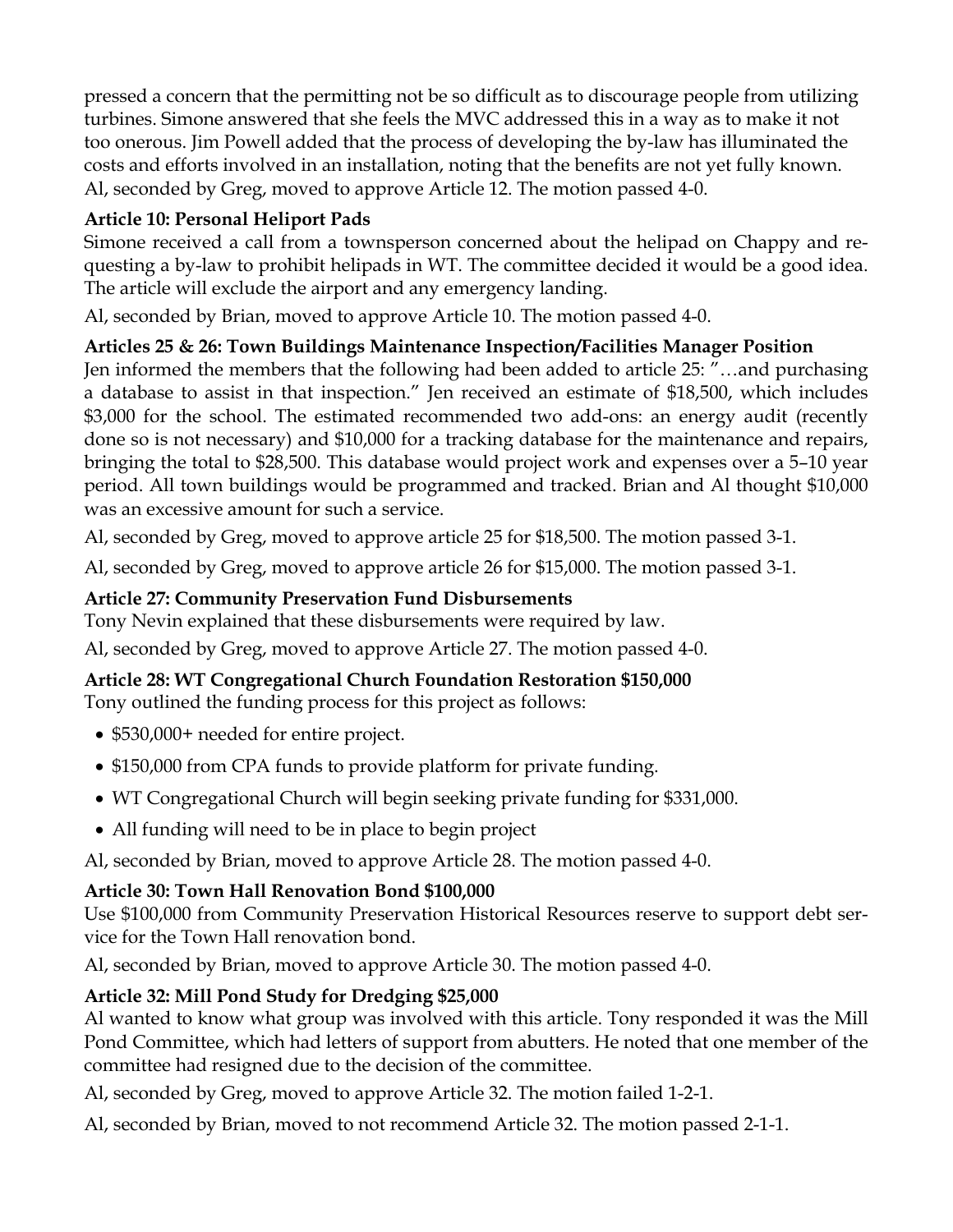pressed a concern that the permitting not be so difficult as to discourage people from utilizing turbines. Simone answered that she feels the MVC addressed this in a way as to make it not too onerous. Jim Powell added that the process of developing the by-law has illuminated the costs and efforts involved in an installation, noting that the benefits are not yet fully known. Al, seconded by Greg, moved to approve Article 12. The motion passed 4-0.

**Article 10: Personal Heliport Pads**

Simone received a call from a townsperson concerned about the helipad on Chappy and requesting a by-law to prohibit helipads in WT. The committee decided it would be a good idea. The article will exclude the airport and any emergency landing.

Al, seconded by Brian, moved to approve Article 10. The motion passed 4-0.

**Articles 25 & 26: Town Buildings Maintenance Inspection/Facilities Manager Position**

Jen informed the members that the following had been added to article 25: "…and purchasing a database to assist in that inspection." Jen received an estimate of $18,500, which includes $3,000 for the school. The estimated recommended two add-ons: an energy audit (recently done so is not necessary) and $10,000 for a tracking database for the maintenance and repairs, bringing the total to $28,500. This database would project work and expenses over a 5–10 year period. All town buildings would be programmed and tracked. Brian and Al thought $10,000 was an excessive amount for such a service.

Al, seconded by Greg, moved to approve article 25 for $18,500. The motion passed 3-1.

Al, seconded by Greg, moved to approve article 26 for $15,000. The motion passed 3-1.

**Article 27: Community Preservation Fund Disbursements**

Tony Nevin explained that these disbursements were required by law.

Al, seconded by Greg, moved to approve Article 27. The motion passed 4-0.

**Article 28: WT Congregational Church Foundation Restoration $150,000**

Tony outlined the funding process for this project as follows:

- $530,000+ needed for entire project.
- $150,000 from CPA funds to provide platform for private funding.
- WT Congregational Church will begin seeking private funding for $331,000.
- All funding will need to be in place to begin project

Al, seconded by Brian, moved to approve Article 28. The motion passed 4-0.

**Article 30: Town Hall Renovation Bond $100,000**

Use $100,000 from Community Preservation Historical Resources reserve to support debt service for the Town Hall renovation bond.

Al, seconded by Brian, moved to approve Article 30. The motion passed 4-0.

**Article 32: Mill Pond Study for Dredging $25,000**

Al wanted to know what group was involved with this article. Tony responded it was the Mill Pond Committee, which had letters of support from abutters. He noted that one member of the committee had resigned due to the decision of the committee.

Al, seconded by Greg, moved to approve Article 32. The motion failed 1-2-1.

Al, seconded by Brian, moved to not recommend Article 32. The motion passed 2-1-1.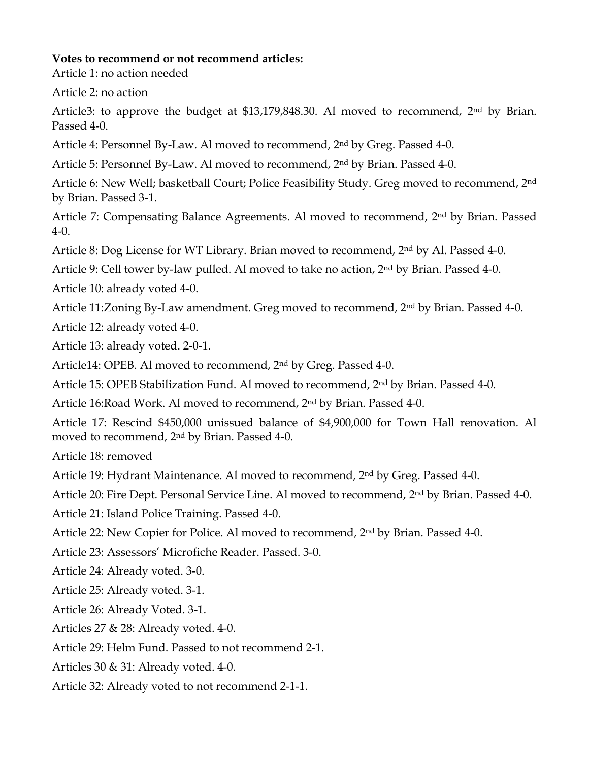**Votes to recommend or not recommend articles:**

Article 1: no action needed

Article 2: no action

Article3: to approve the budget at $13,179,848.30. Al moved to recommend, 2nd by Brian. Passed 4-0.

Article 4: Personnel By-Law. Al moved to recommend, 2nd by Greg. Passed 4-0.

Article 5: Personnel By-Law. Al moved to recommend, 2nd by Brian. Passed 4-0.

Article 6: New Well; basketball Court; Police Feasibility Study. Greg moved to recommend, 2nd by Brian. Passed 3-1.

Article 7: Compensating Balance Agreements. Al moved to recommend, 2nd by Brian. Passed 4-0.

Article 8: Dog License for WT Library. Brian moved to recommend, 2nd by Al. Passed 4-0.

Article 9: Cell tower by-law pulled. Al moved to take no action, 2nd by Brian. Passed 4-0.

Article 10: already voted 4-0.

Article 11:Zoning By-Law amendment. Greg moved to recommend, 2nd by Brian. Passed 4-0.

Article 12: already voted 4-0.

Article 13: already voted. 2-0-1.

Article14: OPEB. Al moved to recommend, 2nd by Greg. Passed 4-0.

Article 15: OPEB Stabilization Fund. Al moved to recommend, 2nd by Brian. Passed 4-0.

Article 16:Road Work. Al moved to recommend, 2nd by Brian. Passed 4-0.

Article 17: Rescind $450,000 unissued balance of $4,900,000 for Town Hall renovation. Al moved to recommend, 2nd by Brian. Passed 4-0.

Article 18: removed

Article 19: Hydrant Maintenance. Al moved to recommend, 2nd by Greg. Passed 4-0.

Article 20: Fire Dept. Personal Service Line. Al moved to recommend, 2nd by Brian. Passed 4-0.

Article 21: Island Police Training. Passed 4-0.

Article 22: New Copier for Police. Al moved to recommend, 2nd by Brian. Passed 4-0.

Article 23: Assessors' Microfiche Reader. Passed. 3-0.

Article 24: Already voted. 3-0.

Article 25: Already voted. 3-1.

Article 26: Already Voted. 3-1.

Articles 27 & 28: Already voted. 4-0.

Article 29: Helm Fund. Passed to not recommend 2-1.

Articles 30 & 31: Already voted. 4-0.

Article 32: Already voted to not recommend 2-1-1.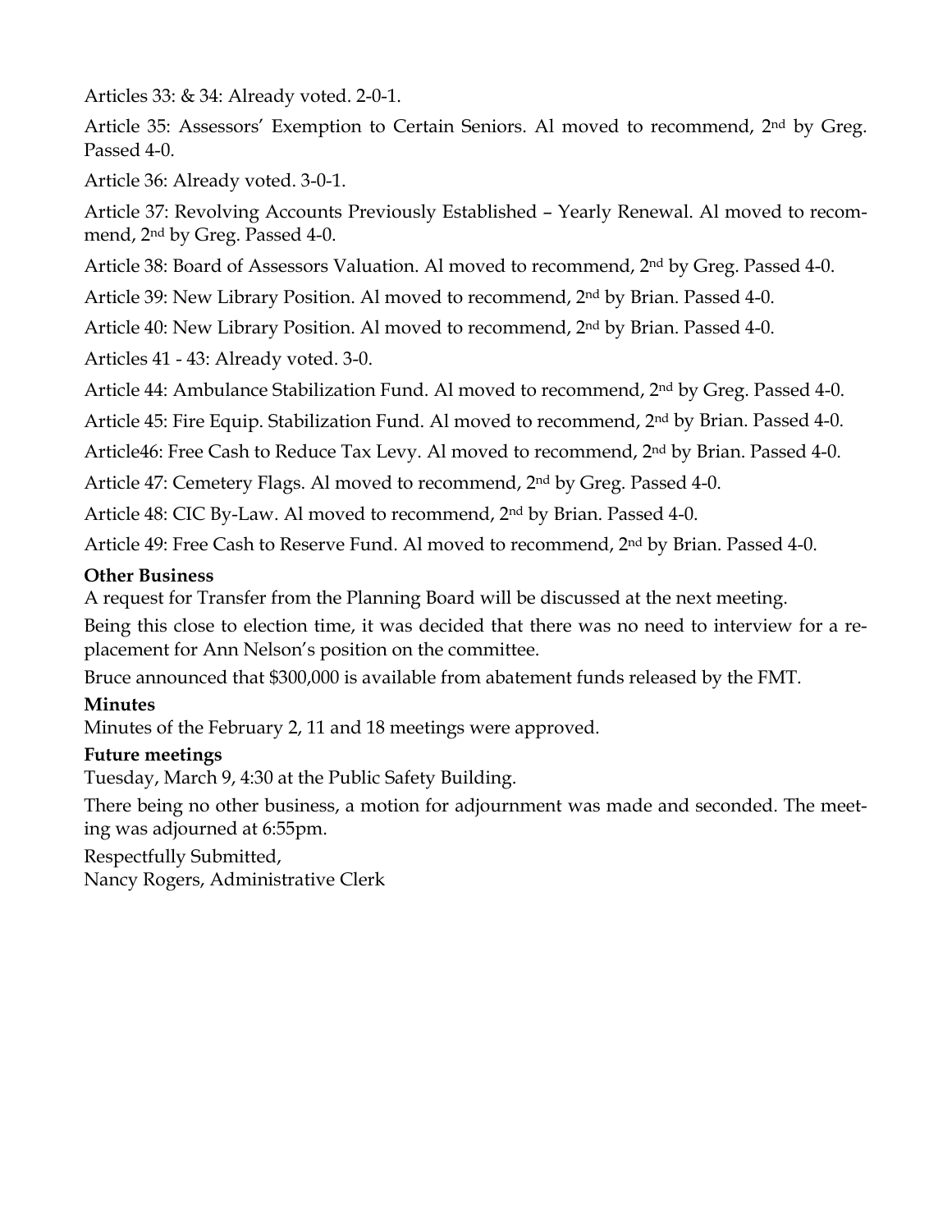Articles 33: & 34: Already voted. 2-0-1.

Article 35: Assessors' Exemption to Certain Seniors. Al moved to recommend, 2nd by Greg. Passed 4-0.

Article 36: Already voted. 3-0-1.

Article 37: Revolving Accounts Previously Established – Yearly Renewal. Al moved to recommend, 2nd by Greg. Passed 4-0.

Article 38: Board of Assessors Valuation. Al moved to recommend, 2nd by Greg. Passed 4-0.

Article 39: New Library Position. Al moved to recommend, 2nd by Brian. Passed 4-0.

Article 40: New Library Position. Al moved to recommend, 2nd by Brian. Passed 4-0.

Articles 41 - 43: Already voted. 3-0.

Article 44: Ambulance Stabilization Fund. Al moved to recommend, 2nd by Greg. Passed 4-0.

Article 45: Fire Equip. Stabilization Fund. Al moved to recommend, 2nd by Brian. Passed 4-0.

Article46: Free Cash to Reduce Tax Levy. Al moved to recommend, 2nd by Brian. Passed 4-0.

Article 47: Cemetery Flags. Al moved to recommend, 2nd by Greg. Passed 4-0.

Article 48: CIC By-Law. Al moved to recommend, 2nd by Brian. Passed 4-0.

Article 49: Free Cash to Reserve Fund. Al moved to recommend, 2nd by Brian. Passed 4-0.

**Other Business**

A request for Transfer from the Planning Board will be discussed at the next meeting.

Being this close to election time, it was decided that there was no need to interview for a replacement for Ann Nelson's position on the committee.

Bruce announced that $300,000 is available from abatement funds released by the FMT.

**Minutes**

Minutes of the February 2, 11 and 18 meetings were approved.

**Future meetings**

Tuesday, March 9, 4:30 at the Public Safety Building.

There being no other business, a motion for adjournment was made and seconded. The meeting was adjourned at 6:55pm.

Respectfully Submitted,
Nancy Rogers, Administrative Clerk